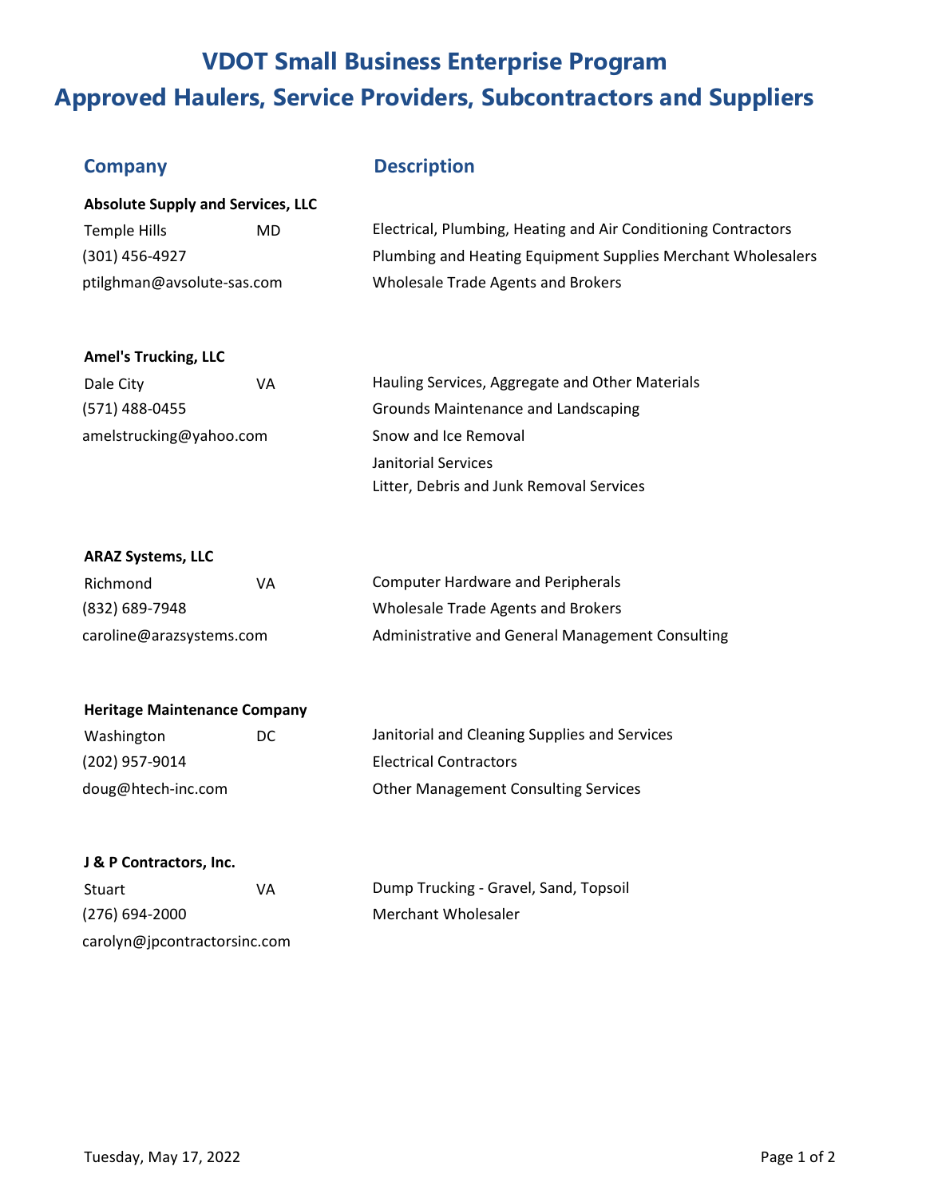# VDOT Small Business Enterprise Program
# Approved Haulers, Service Providers, Subcontractors and Suppliers

| Company | | Description |
|---|---|---|
| **Absolute Supply and Services, LLC** | | |
| Temple Hills | MD | Electrical, Plumbing, Heating and Air Conditioning Contractors |
| (301) 456-4927 | | Plumbing and Heating Equipment Supplies Merchant Wholesalers |
| ptilghman@avsolute-sas.com | | Wholesale Trade Agents and Brokers |
| **Amel's Trucking, LLC** | | |
| Dale City | VA | Hauling Services, Aggregate and Other Materials |
| (571) 488-0455 | | Grounds Maintenance and Landscaping |
| amelstrucking@yahoo.com | | Snow and Ice Removal |
| | | Janitorial Services |
| | | Litter, Debris and Junk Removal Services |
| **ARAZ Systems, LLC** | | |
| Richmond | VA | Computer Hardware and Peripherals |
| (832) 689-7948 | | Wholesale Trade Agents and Brokers |
| caroline@arazsystems.com | | Administrative and General Management Consulting |
| **Heritage Maintenance Company** | | |
| Washington | DC | Janitorial and Cleaning Supplies and Services |
| (202) 957-9014 | | Electrical Contractors |
| doug@htech-inc.com | | Other Management Consulting Services |
| **J & P Contractors, Inc.** | | |
| Stuart | VA | Dump Trucking - Gravel, Sand, Topsoil |
| (276) 694-2000 | | Merchant Wholesaler |
| carolyn@jpcontractorsinc.com | | |

Tuesday, May 17, 2022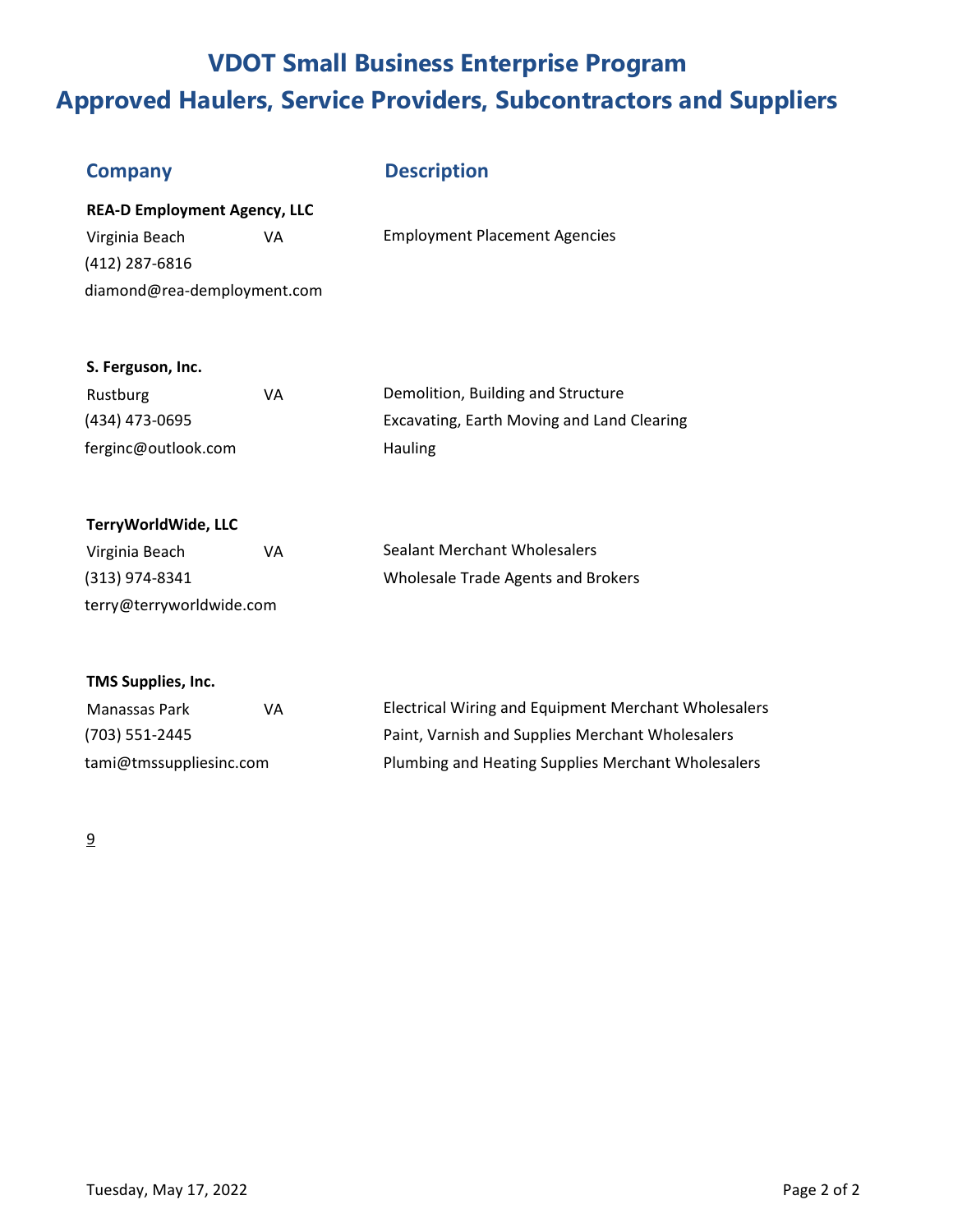# VDOT Small Business Enterprise Program
# Approved Haulers, Service Providers, Subcontractors and Suppliers

| Company | | Description |
|---|---|---|
| **REA-D Employment Agency, LLC** | | |
| Virginia Beach | VA | Employment Placement Agencies |
| (412) 287-6816 | | |
| diamond@rea-demployment.com | | |
| **S. Ferguson, Inc.** | | |
| Rustburg | VA | Demolition, Building and Structure |
| (434) 473-0695 | | Excavating, Earth Moving and Land Clearing |
| ferginc@outlook.com | | Hauling |
| **TerryWorldWide, LLC** | | |
| Virginia Beach | VA | Sealant Merchant Wholesalers |
| (313) 974-8341 | | Wholesale Trade Agents and Brokers |
| terry@terryworldwide.com | | |
| **TMS Supplies, Inc.** | | |
| Manassas Park | VA | Electrical Wiring and Equipment Merchant Wholesalers |
| (703) 551-2445 | | Paint, Varnish and Supplies Merchant Wholesalers |
| tami@tmssuppliesinc.com | | Plumbing and Heating Supplies Merchant Wholesalers |

9

Tuesday, May 17, 2022